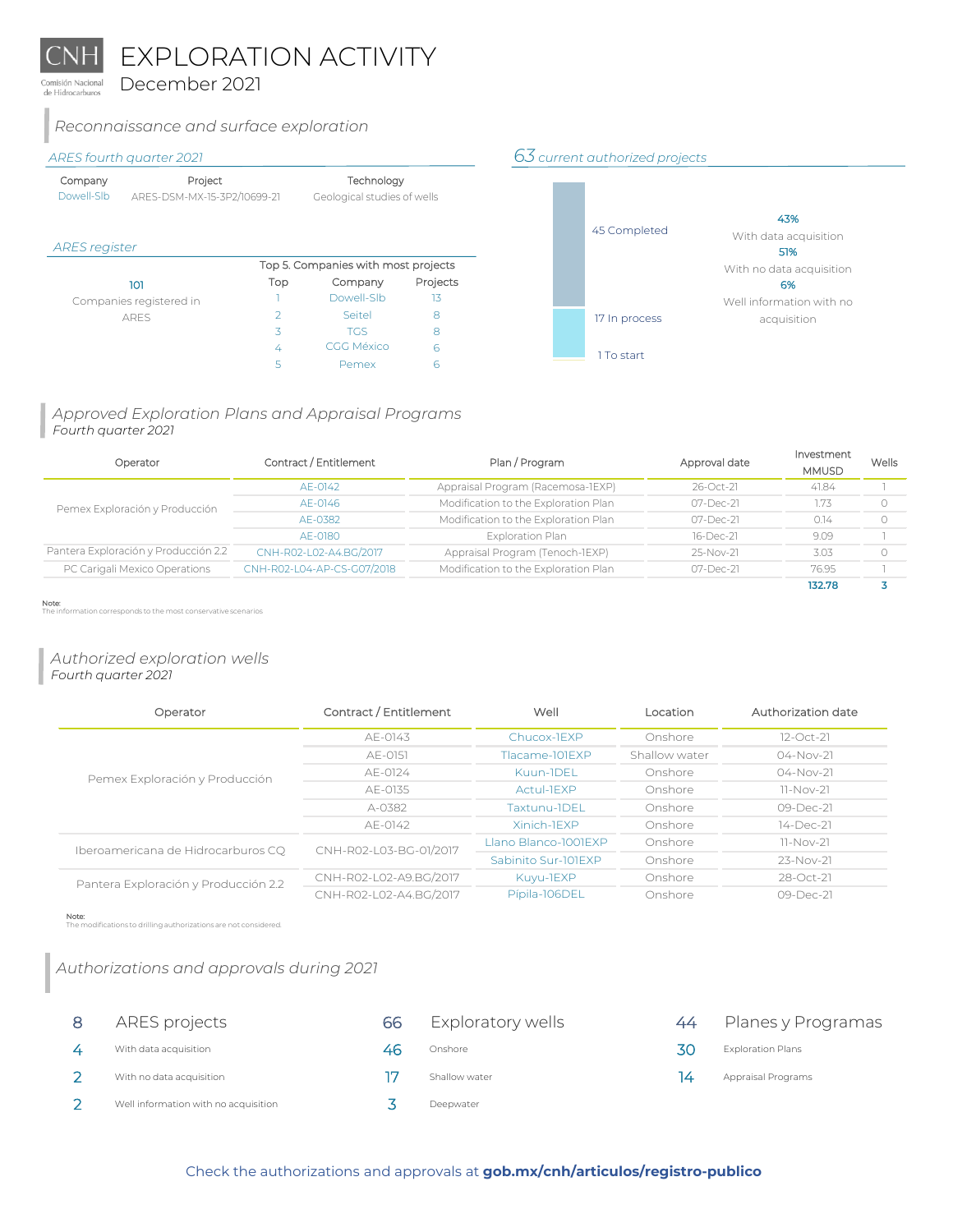CNH
Comisión Nacional de Hidrocarburos

# EXPLORATION ACTIVITY
December 2021

## Reconnaissance and surface exploration

### ARES fourth quarter 2021

| Company | Project | Technology |
|---|---|---|
| Dowell-Slb | ARES-DSM-MX-15-3P2/10699-21 | Geological studies of wells |

### ARES register

**101**
Companies registered in ARES

Top 5. Companies with most projects

| Top | Company | Projects |
|---|---|---|
| 1 | Dowell-Slb | 13 |
| 2 | Seitel | 8 |
| 3 | TGS | 8 |
| 4 | CGG México | 6 |
| 5 | Pemex | 6 |

### 63 current authorized projects

- 45 Completed
- 17 In process
- 1 To start

**43%** With data acquisition
**51%** With no data acquisition
**6%** Well information with no acquisition

## Approved Exploration Plans and Appraisal Programs
*Fourth quarter 2021*

| Operator | Contract / Entitlement | Plan / Program | Approval date | Investment MMUSD | Wells |
|---|---|---|---|---|---|
| Pemex Exploración y Producción | AE-0142 | Appraisal Program (Racemosa-1EXP) | 26-Oct-21 | 41.84 | 1 |
| | AE-0146 | Modification to the Exploration Plan | 07-Dec-21 | 1.73 | 0 |
| | AE-0382 | Modification to the Exploration Plan | 07-Dec-21 | 0.14 | 0 |
| | AE-0180 | Exploration Plan | 16-Dec-21 | 9.09 | 1 |
| Pantera Exploración y Producción 2.2 | CNH-R02-L02-A4.BG/2017 | Appraisal Program (Tenoch-1EXP) | 25-Nov-21 | 3.03 | 0 |
| PC Carigali Mexico Operations | CNH-R02-L04-AP-CS-G07/2018 | Modification to the Exploration Plan | 07-Dec-21 | 76.95 | 1 |
| | | | | **132.78** | **3** |

Note:
The information corresponds to the most conservative scenarios

## Authorized exploration wells
*Fourth quarter 2021*

| Operator | Contract / Entitlement | Well | Location | Authorization date |
|---|---|---|---|---|
| Pemex Exploración y Producción | AE-0143 | Chucox-1EXP | Onshore | 12-Oct-21 |
| | AE-0151 | Tlacame-101EXP | Shallow water | 04-Nov-21 |
| | AE-0124 | Kuun-1DEL | Onshore | 04-Nov-21 |
| | AE-0135 | Actul-1EXP | Onshore | 11-Nov-21 |
| | A-0382 | Taxtunu-1DEL | Onshore | 09-Dec-21 |
| | AE-0142 | Xinich-1EXP | Onshore | 14-Dec-21 |
| Iberoamericana de Hidrocarburos CQ | CNH-R02-L03-BG-01/2017 | Llano Blanco-1001EXP | Onshore | 11-Nov-21 |
| | | Sabinito Sur-101EXP | Onshore | 23-Nov-21 |
| Pantera Exploración y Producción 2.2 | CNH-R02-L02-A9.BG/2017 | Kuyu-1EXP | Onshore | 28-Oct-21 |
| | CNH-R02-L02-A4.BG/2017 | Pipila-106DEL | Onshore | 09-Dec-21 |

Note:
The modifications to drilling authorizations are not considered.

## Authorizations and approvals during 2021

**8** ARES projects
- **4** With data acquisition
- **2** With no data acquisition
- **2** Well information with no acquisition

**66** Exploratory wells
- **46** Onshore
- **17** Shallow water
- **3** Deepwater

**44** Planes y Programas
- **30** Exploration Plans
- **14** Appraisal Programs

Check the authorizations and approvals at **gob.mx/cnh/articulos/registro-publico**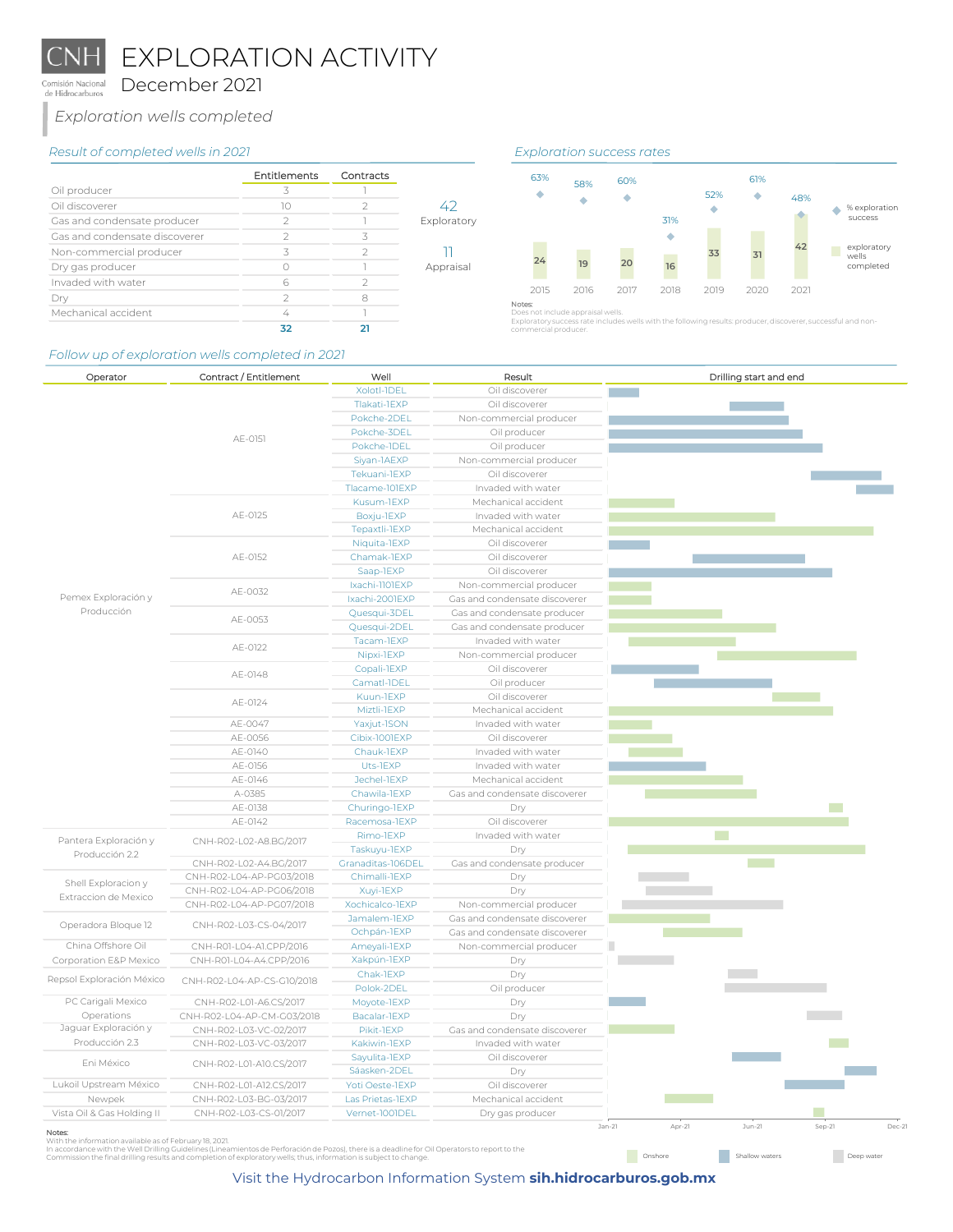# EXPLORATION ACTIVITY

## December 2021

### *Exploration wells completed*

#### *Result of completed wells in 2021*

| | Entitlements | Contracts |
|---|---|---|
| Oil producer | 3 | 1 |
| Oil discoverer | 10 | 2 |
| Gas and condensate producer | 2 | 1 |
| Gas and condensate discoverer | 2 | 3 |
| Non-commercial producer | 3 | 2 |
| Dry gas producer | 0 | 1 |
| Invaded with water | 6 | 2 |
| Dry | 2 | 8 |
| Mechanical accident | 4 | 1 |
| | **32** | **21** |

42 Exploratory

11 Appraisal

#### *Exploration success rates*

| Year | Exploratory wells completed | % exploration success |
|---|---|---|
| 2015 | 24 | 63% |
| 2016 | 19 | 58% |
| 2017 | 20 | 60% |
| 2018 | 16 | 31% |
| 2019 | 33 | 52% |
| 2020 | 31 | 61% |
| 2021 | 42 | 48% |

Notes:
Does not include appraisal wells.
Exploratory success rate includes wells with the following results: producer, discoverer, successful and non-commercial producer.

#### *Follow up of exploration wells completed in 2021*

| Operator | Contract / Entitlement | Well | Result |
|---|---|---|---|
| Pemex Exploración y Producción | AE-0151 | Xolotl-1DEL | Oil discoverer |
| | | Tlakati-1EXP | Oil discoverer |
| | | Pokche-2DEL | Non-commercial producer |
| | | Pokche-3DEL | Oil producer |
| | | Pokche-1DEL | Oil producer |
| | | Siyan-1AEXP | Non-commercial producer |
| | | Tekuani-1EXP | Oil discoverer |
| | | Tlacame-101EXP | Invaded with water |
| | AE-0125 | Kusum-1EXP | Mechanical accident |
| | | Boxju-1EXP | Invaded with water |
| | | Tepaxtli-1EXP | Mechanical accident |
| | AE-0152 | Niquita-1EXP | Oil discoverer |
| | | Chamak-1EXP | Oil discoverer |
| | | Saap-1EXP | Oil discoverer |
| | AE-0032 | Ixachi-1101EXP | Non-commercial producer |
| | | Ixachi-2001EXP | Gas and condensate discoverer |
| | AE-0053 | Quesqui-3DEL | Gas and condensate producer |
| | | Quesqui-2DEL | Gas and condensate producer |
| | AE-0122 | Tacam-1EXP | Invaded with water |
| | | Nipxi-1EXP | Non-commercial producer |
| | AE-0148 | Copali-1EXP | Oil discoverer |
| | | Camatl-1DEL | Oil producer |
| | AE-0124 | Kuun-1EXP | Oil discoverer |
| | | Miztli-1EXP | Mechanical accident |
| | AE-0047 | Yaxjut-1SON | Invaded with water |
| | AE-0056 | Cibix-1001EXP | Oil discoverer |
| | AE-0140 | Chauk-1EXP | Invaded with water |
| | AE-0156 | Uts-1EXP | Invaded with water |
| | AE-0146 | Jechel-1EXP | Mechanical accident |
| | A-0385 | Chawila-1EXP | Gas and condensate discoverer |
| | AE-0138 | Churingo-1EXP | Dry |
| | AE-0142 | Racemosa-1EXP | Oil discoverer |
| Pantera Exploración y Producción 2.2 | CNH-R02-L02-A8.BG/2017 | Rimo-1EXP | Invaded with water |
| | | Taskuyu-1EXP | Dry |
| | CNH-R02-L02-A4.BG/2017 | Granaditas-106DEL | Gas and condensate producer |
| Shell Exploracion y Extraccion de Mexico | CNH-R02-L04-AP-PG03/2018 | Chimalli-1EXP | Dry |
| | CNH-R02-L04-AP-PG06/2018 | Xuyi-1EXP | Dry |
| | CNH-R02-L04-AP-PG07/2018 | Xochicalco-1EXP | Non-commercial producer |
| Operadora Bloque 12 | CNH-R02-L03-CS-04/2017 | Jamalem-1EXP | Gas and condensate discoverer |
| | | Ochpán-1EXP | Gas and condensate discoverer |
| China Offshore Oil Corporation E&P Mexico | CNH-R01-L04-A1.CPP/2016 | Ameyali-1EXP | Non-commercial producer |
| | CNH-R01-L04-A4.CPP/2016 | Xakpún-1EXP | Dry |
| Repsol Exploración México | CNH-R02-L04-AP-CS-G10/2018 | Chak-1EXP | Dry |
| | | Polok-2DEL | Oil producer |
| PC Carigali Mexico Operations | CNH-R02-L01-A6.CS/2017 | Moyote-1EXP | Dry |
| | CNH-R02-L04-AP-CM-G03/2018 | Bacalar-1EXP | Dry |
| Jaguar Exploración y Producción 2.3 | CNH-R02-L03-VC-02/2017 | Pikit-1EXP | Gas and condensate discoverer |
| | CNH-R02-L03-VC-03/2017 | Kakiwin-1EXP | Invaded with water |
| Eni México | CNH-R02-L01-A10.CS/2017 | Sayulita-1EXP | Oil discoverer |
| | | Sáasken-2DEL | Dry |
| Lukoil Upstream México | CNH-R02-L01-A12.CS/2017 | Yoti Oeste-1EXP | Oil discoverer |
| Newpek | CNH-R02-L03-BG-03/2017 | Las Prietas-1EXP | Mechanical accident |
| Vista Oil & Gas Holding II | CNH-R02-L03-CS-01/2017 | Vernet-1001DEL | Dry gas producer |

Drilling start and end: Jan-21, Apr-21, Jun-21, Sep-21, Dec-21

Onshore | Shallow waters | Deep water

Notes:
With the information available as of February 18, 2021.
In accordance with the Well Drilling Guidelines (Lineamientos de Perforación de Pozos), there is a deadline for Oil Operators to report to the Commission the final drilling results and completion of exploratory wells; thus, information is subject to change.

Visit the Hydrocarbon Information System **sih.hidrocarburos.gob.mx**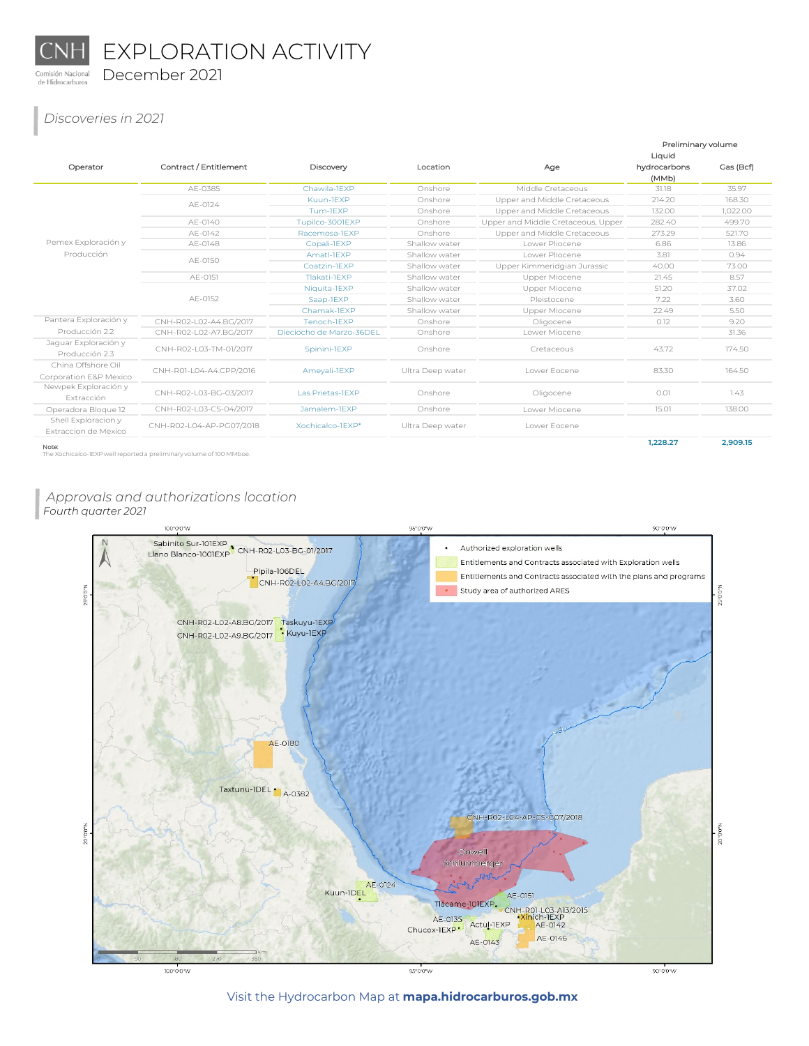# EXPLORATION ACTIVITY

CNH
Comisión Nacional de Hidrocarburos

December 2021

## *Discoveries in 2021*

| Operator | Contract / Entitlement | Discovery | Location | Age | Preliminary volume Liquid hydrocarbons (MMb) | Gas (Bcf) |
|---|---|---|---|---|---|---|
| Pemex Exploración y Producción | AE-0385 | Chawila-1EXP | Onshore | Middle Cretaceous | 31.18 | 35.97 |
| | AE-0124 | Kuun-1EXP | Onshore | Upper and Middle Cretaceous | 214.20 | 168.30 |
| | | Tum-1EXP | Onshore | Upper and Middle Cretaceous | 132.00 | 1,022.00 |
| | AE-0140 | Tupilco-3001EXP | Onshore | Upper and Middle Cretaceous, Upper | 282.40 | 499.70 |
| | AE-0142 | Racemosa-1EXP | Onshore | Upper and Middle Cretaceous | 273.29 | 521.70 |
| | AE-0148 | Copali-1EXP | Shallow water | Lower Pliocene | 6.86 | 13.86 |
| | AE-0150 | Amatl-1EXP | Shallow water | Lower Pliocene | 3.81 | 0.94 |
| | | Coatzin-1EXP | Shallow water | Upper Kimmeridgian Jurassic | 40.00 | 73.00 |
| | AE-0151 | Tlakati-1EXP | Shallow water | Upper Miocene | 21.45 | 8.57 |
| | AE-0152 | Niquita-1EXP | Shallow water | Upper Miocene | 51.20 | 37.02 |
| | | Saap-1EXP | Shallow water | Pleistocene | 7.22 | 3.60 |
| | | Chamak-1EXP | Shallow water | Upper Miocene | 22.49 | 5.50 |
| Pantera Exploración y Producción 2.2 | CNH-R02-L02-A4.BG/2017 | Tenoch-1EXP | Onshore | Oligocene | 0.12 | 9.20 |
| | CNH-R02-L02-A7.BG/2017 | Dieciocho de Marzo-36DEL | Onshore | Lower Miocene | | 31.36 |
| Jaguar Exploración y Producción 2.3 | CNH-R02-L03-TM-01/2017 | Spinini-1EXP | Onshore | Cretaceous | 43.72 | 174.50 |
| China Offshore Oil Corporation E&P Mexico | CNH-R01-L04-A4.CPP/2016 | Ameyali-1EXP | Ultra Deep water | Lower Eocene | 83.30 | 164.50 |
| Newpek Exploración y Extracción | CNH-R02-L03-BG-03/2017 | Las Prietas-1EXP | Onshore | Oligocene | 0.01 | 1.43 |
| Operadora Bloque 12 | CNH-R02-L03-CS-04/2017 | Jamalem-1EXP | Onshore | Lower Miocene | 15.01 | 138.00 |
| Shell Exploracion y Extraccion de Mexico | CNH-R02-L04-AP-PG07/2018 | Xochicalco-1EXP* | Ultra Deep water | Lower Eocene | | |
| | | | | | **1,228.27** | **2,909.15** |

Note:
The Xochicalco-1EXP well reported a preliminary volume of 100 MMboe.

## *Approvals and authorizations location*

*Fourth quarter 2021*

100°0'0"W
95°0'0"W
90°0'0"W
25°0'0"N
20°0'0"N

Authorized exploration wells
Entitlements and Contracts associated with Exploration wells
Entitlements and Contracts associated with the plans and programs
Study area of authorized ARES

Sabinito Sur-101EXP
Llano Blanco-1001EXP
CNH-R02-L03-BG-01/2017
Pipila-106DEL
CNH-R02-L02-A4.BG/2017
CNH-R02-L02-A8.BG/2017
CNH-R02-L02-A9.BG/2017
Taskuyu-1EXP
Kuyu-1EXP
AE-0180
Taxtunu-1DEL
A-0382
CNH-R02-L04-AP-CS-G07/2018
Dowell Schlumberger
AE-0124
Kuun-1DEL
Tlacame-101EXP
AE-0151
CNH-R01-L03-A13/2015
Xinich-1EXP
AE-0142
AE-0135
Chucox-1EXP
Actul-1EXP
AE-0143
AE-0146

0 90 180 270 360 Km

Visit the Hydrocarbon Map at **mapa.hidrocarburos.gob.mx**